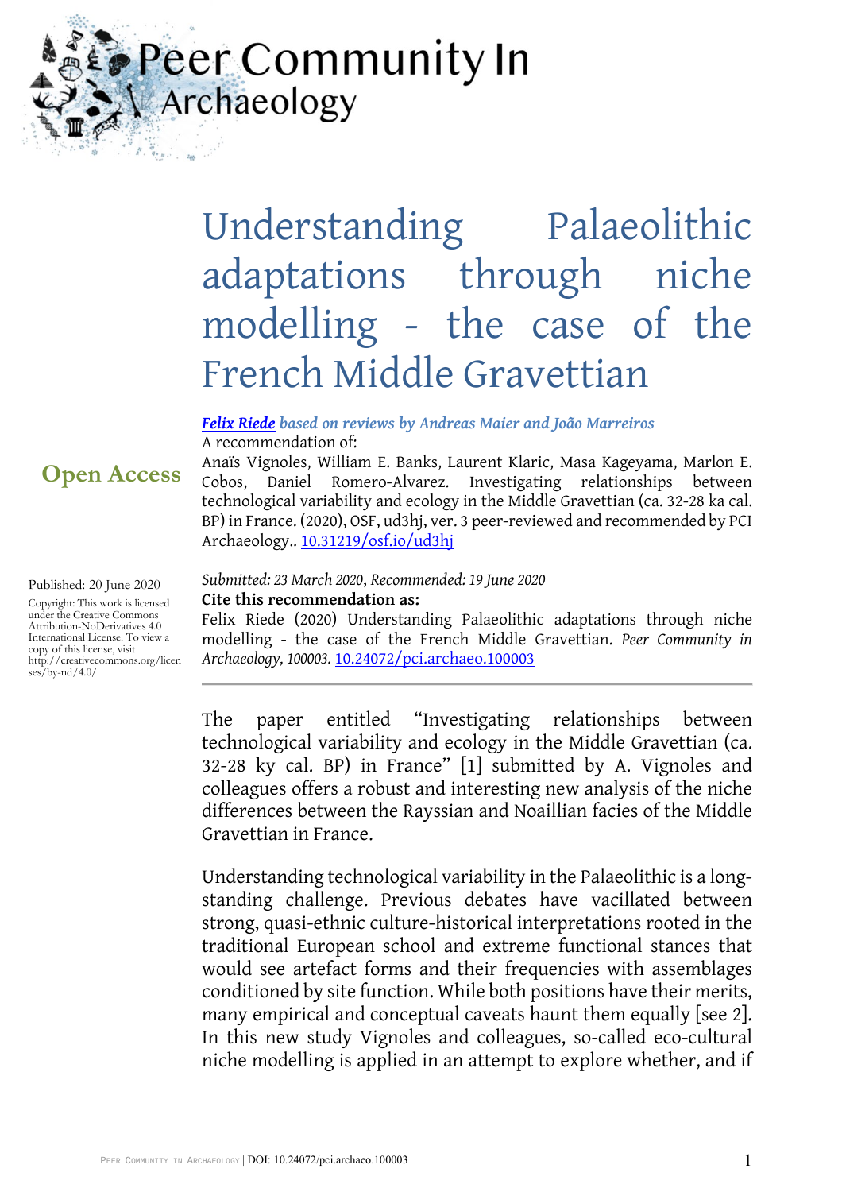Peer Community In Archaeology

# Understanding Palaeolithic adaptations through niche modelling - the case of the French Middle Gravettian

***Felix Riede** based on reviews by Andreas Maier and João Marreiros*

A recommendation of:

Anaïs Vignoles, William E. Banks, Laurent Klaric, Masa Kageyama, Marlon E. Cobos, Daniel Romero-Alvarez. Investigating relationships between technological variability and ecology in the Middle Gravettian (ca. 32-28 ka cal. BP) in France. (2020), OSF, ud3hj, ver. 3 peer-reviewed and recommended by PCI Archaeology.. 10.31219/osf.io/ud3hj

**Open Access**

Published: 20 June 2020

Copyright: This work is licensed under the Creative Commons Attribution-NoDerivatives 4.0 International License. To view a copy of this license, visit http://creativecommons.org/licenses/by-nd/4.0/

*Submitted: 23 March 2020, Recommended: 19 June 2020*

**Cite this recommendation as:**

Felix Riede (2020) Understanding Palaeolithic adaptations through niche modelling - the case of the French Middle Gravettian. *Peer Community in Archaeology, 100003.* 10.24072/pci.archaeo.100003

---

The paper entitled "Investigating relationships between technological variability and ecology in the Middle Gravettian (ca. 32-28 ky cal. BP) in France" [1] submitted by A. Vignoles and colleagues offers a robust and interesting new analysis of the niche differences between the Rayssian and Noaillian facies of the Middle Gravettian in France.

Understanding technological variability in the Palaeolithic is a long-standing challenge. Previous debates have vacillated between strong, quasi-ethnic culture-historical interpretations rooted in the traditional European school and extreme functional stances that would see artefact forms and their frequencies with assemblages conditioned by site function. While both positions have their merits, many empirical and conceptual caveats haunt them equally [see 2]. In this new study Vignoles and colleagues, so-called eco-cultural niche modelling is applied in an attempt to explore whether, and if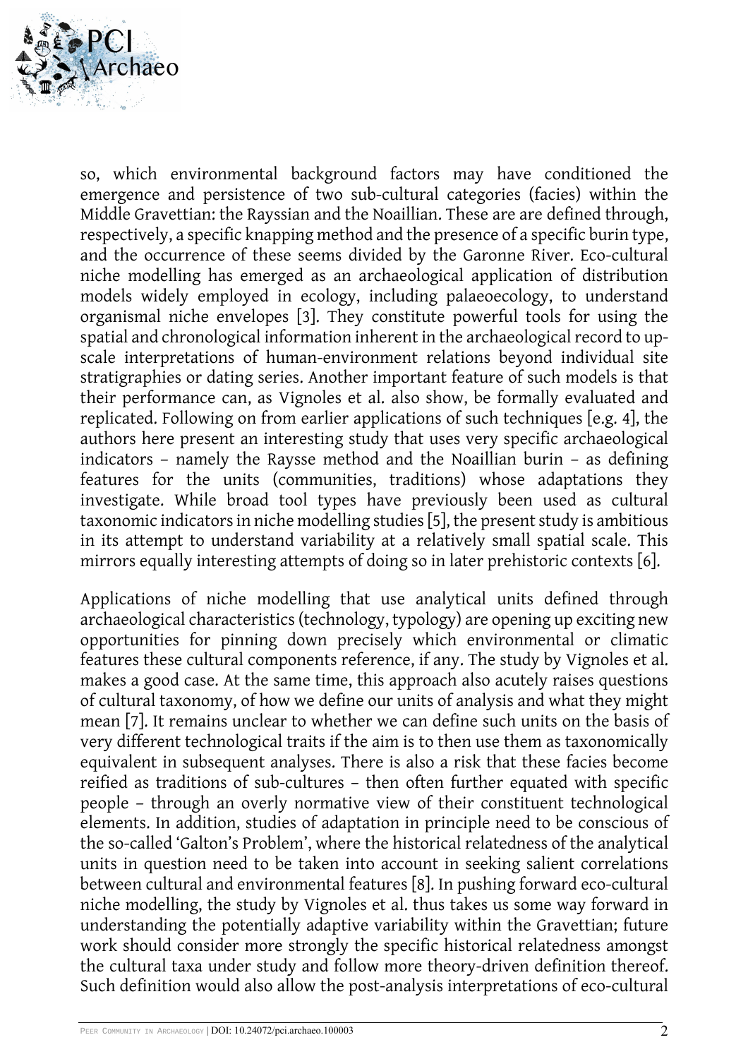so, which environmental background factors may have conditioned the emergence and persistence of two sub-cultural categories (facies) within the Middle Gravettian: the Rayssian and the Noaillian. These are are defined through, respectively, a specific knapping method and the presence of a specific burin type, and the occurrence of these seems divided by the Garonne River. Eco-cultural niche modelling has emerged as an archaeological application of distribution models widely employed in ecology, including palaeoecology, to understand organismal niche envelopes [3]. They constitute powerful tools for using the spatial and chronological information inherent in the archaeological record to up-scale interpretations of human-environment relations beyond individual site stratigraphies or dating series. Another important feature of such models is that their performance can, as Vignoles et al. also show, be formally evaluated and replicated. Following on from earlier applications of such techniques [e.g. 4], the authors here present an interesting study that uses very specific archaeological indicators – namely the Raysse method and the Noaillian burin – as defining features for the units (communities, traditions) whose adaptations they investigate. While broad tool types have previously been used as cultural taxonomic indicators in niche modelling studies [5], the present study is ambitious in its attempt to understand variability at a relatively small spatial scale. This mirrors equally interesting attempts of doing so in later prehistoric contexts [6].

Applications of niche modelling that use analytical units defined through archaeological characteristics (technology, typology) are opening up exciting new opportunities for pinning down precisely which environmental or climatic features these cultural components reference, if any. The study by Vignoles et al. makes a good case. At the same time, this approach also acutely raises questions of cultural taxonomy, of how we define our units of analysis and what they might mean [7]. It remains unclear to whether we can define such units on the basis of very different technological traits if the aim is to then use them as taxonomically equivalent in subsequent analyses. There is also a risk that these facies become reified as traditions of sub-cultures – then often further equated with specific people – through an overly normative view of their constituent technological elements. In addition, studies of adaptation in principle need to be conscious of the so-called 'Galton's Problem', where the historical relatedness of the analytical units in question need to be taken into account in seeking salient correlations between cultural and environmental features [8]. In pushing forward eco-cultural niche modelling, the study by Vignoles et al. thus takes us some way forward in understanding the potentially adaptive variability within the Gravettian; future work should consider more strongly the specific historical relatedness amongst the cultural taxa under study and follow more theory-driven definition thereof. Such definition would also allow the post-analysis interpretations of eco-cultural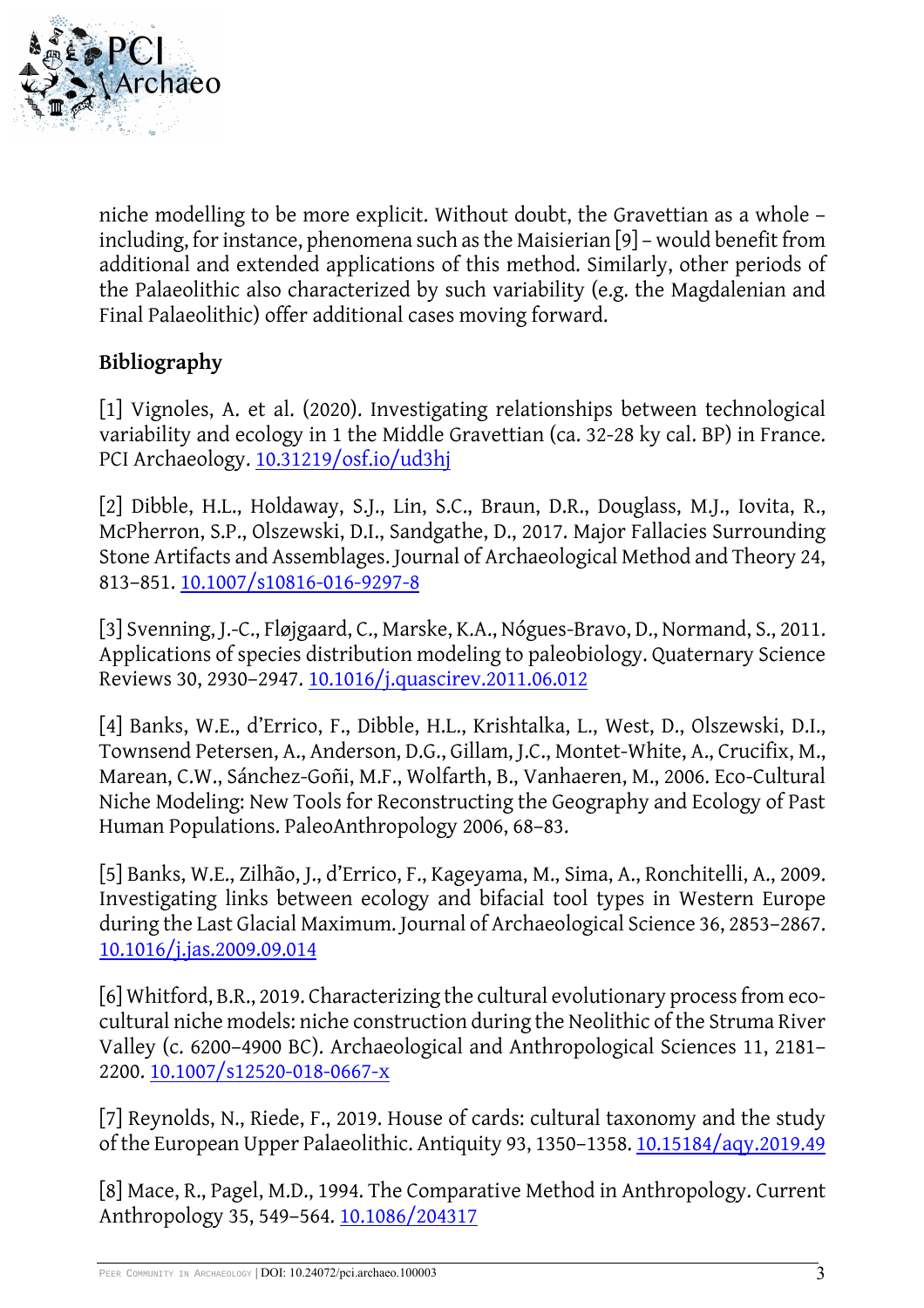niche modelling to be more explicit. Without doubt, the Gravettian as a whole – including, for instance, phenomena such as the Maisierian [9] – would benefit from additional and extended applications of this method. Similarly, other periods of the Palaeolithic also characterized by such variability (e.g. the Magdalenian and Final Palaeolithic) offer additional cases moving forward.

## Bibliography

[1] Vignoles, A. et al. (2020). Investigating relationships between technological variability and ecology in 1 the Middle Gravettian (ca. 32-28 ky cal. BP) in France. PCI Archaeology. 10.31219/osf.io/ud3hj

[2] Dibble, H.L., Holdaway, S.J., Lin, S.C., Braun, D.R., Douglass, M.J., Iovita, R., McPherron, S.P., Olszewski, D.I., Sandgathe, D., 2017. Major Fallacies Surrounding Stone Artifacts and Assemblages. Journal of Archaeological Method and Theory 24, 813–851. 10.1007/s10816-016-9297-8

[3] Svenning, J.-C., Fløjgaard, C., Marske, K.A., Nógues-Bravo, D., Normand, S., 2011. Applications of species distribution modeling to paleobiology. Quaternary Science Reviews 30, 2930–2947. 10.1016/j.quascirev.2011.06.012

[4] Banks, W.E., d'Errico, F., Dibble, H.L., Krishtalka, L., West, D., Olszewski, D.I., Townsend Petersen, A., Anderson, D.G., Gillam, J.C., Montet-White, A., Crucifix, M., Marean, C.W., Sánchez-Goñi, M.F., Wolfarth, B., Vanhaeren, M., 2006. Eco-Cultural Niche Modeling: New Tools for Reconstructing the Geography and Ecology of Past Human Populations. PaleoAnthropology 2006, 68–83.

[5] Banks, W.E., Zilhão, J., d'Errico, F., Kageyama, M., Sima, A., Ronchitelli, A., 2009. Investigating links between ecology and bifacial tool types in Western Europe during the Last Glacial Maximum. Journal of Archaeological Science 36, 2853–2867. 10.1016/j.jas.2009.09.014

[6] Whitford, B.R., 2019. Characterizing the cultural evolutionary process from eco-cultural niche models: niche construction during the Neolithic of the Struma River Valley (c. 6200–4900 BC). Archaeological and Anthropological Sciences 11, 2181–2200. 10.1007/s12520-018-0667-x

[7] Reynolds, N., Riede, F., 2019. House of cards: cultural taxonomy and the study of the European Upper Palaeolithic. Antiquity 93, 1350–1358. 10.15184/aqy.2019.49

[8] Mace, R., Pagel, M.D., 1994. The Comparative Method in Anthropology. Current Anthropology 35, 549–564. 10.1086/204317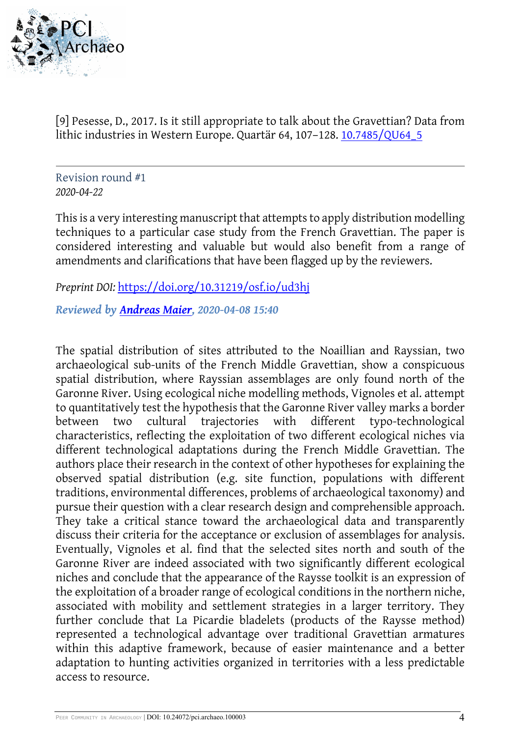[9] Pesesse, D., 2017. Is it still appropriate to talk about the Gravettian? Data from lithic industries in Western Europe. Quartär 64, 107–128. 10.7485/QU64_5

---

Revision round #1

*2020-04-22*

This is a very interesting manuscript that attempts to apply distribution modelling techniques to a particular case study from the French Gravettian. The paper is considered interesting and valuable but would also benefit from a range of amendments and clarifications that have been flagged up by the reviewers.

*Preprint DOI:* https://doi.org/10.31219/osf.io/ud3hj

***Reviewed by Andreas Maier, 2020-04-08 15:40***

The spatial distribution of sites attributed to the Noaillian and Rayssian, two archaeological sub-units of the French Middle Gravettian, show a conspicuous spatial distribution, where Rayssian assemblages are only found north of the Garonne River. Using ecological niche modelling methods, Vignoles et al. attempt to quantitatively test the hypothesis that the Garonne River valley marks a border between two cultural trajectories with different typo-technological characteristics, reflecting the exploitation of two different ecological niches via different technological adaptations during the French Middle Gravettian. The authors place their research in the context of other hypotheses for explaining the observed spatial distribution (e.g. site function, populations with different traditions, environmental differences, problems of archaeological taxonomy) and pursue their question with a clear research design and comprehensible approach. They take a critical stance toward the archaeological data and transparently discuss their criteria for the acceptance or exclusion of assemblages for analysis. Eventually, Vignoles et al. find that the selected sites north and south of the Garonne River are indeed associated with two significantly different ecological niches and conclude that the appearance of the Raysse toolkit is an expression of the exploitation of a broader range of ecological conditions in the northern niche, associated with mobility and settlement strategies in a larger territory. They further conclude that La Picardie bladelets (products of the Raysse method) represented a technological advantage over traditional Gravettian armatures within this adaptive framework, because of easier maintenance and a better adaptation to hunting activities organized in territories with a less predictable access to resource.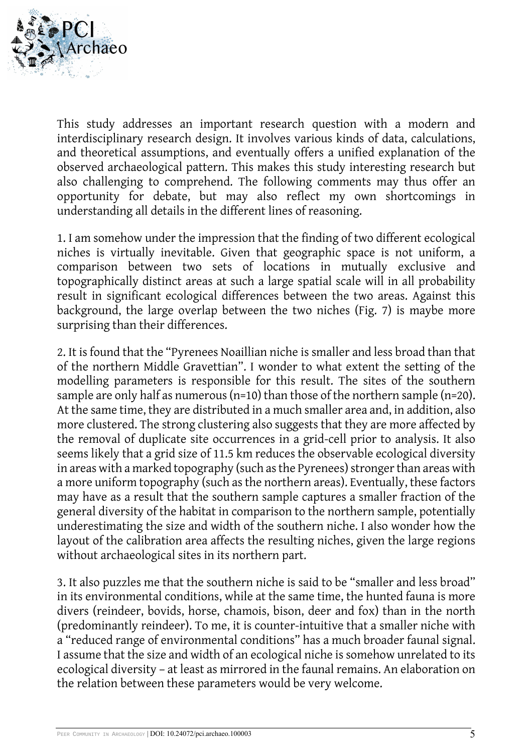This study addresses an important research question with a modern and interdisciplinary research design. It involves various kinds of data, calculations, and theoretical assumptions, and eventually offers a unified explanation of the observed archaeological pattern. This makes this study interesting research but also challenging to comprehend. The following comments may thus offer an opportunity for debate, but may also reflect my own shortcomings in understanding all details in the different lines of reasoning.

1. I am somehow under the impression that the finding of two different ecological niches is virtually inevitable. Given that geographic space is not uniform, a comparison between two sets of locations in mutually exclusive and topographically distinct areas at such a large spatial scale will in all probability result in significant ecological differences between the two areas. Against this background, the large overlap between the two niches (Fig. 7) is maybe more surprising than their differences.

2. It is found that the "Pyrenees Noaillian niche is smaller and less broad than that of the northern Middle Gravettian". I wonder to what extent the setting of the modelling parameters is responsible for this result. The sites of the southern sample are only half as numerous (n=10) than those of the northern sample (n=20). At the same time, they are distributed in a much smaller area and, in addition, also more clustered. The strong clustering also suggests that they are more affected by the removal of duplicate site occurrences in a grid-cell prior to analysis. It also seems likely that a grid size of 11.5 km reduces the observable ecological diversity in areas with a marked topography (such as the Pyrenees) stronger than areas with a more uniform topography (such as the northern areas). Eventually, these factors may have as a result that the southern sample captures a smaller fraction of the general diversity of the habitat in comparison to the northern sample, potentially underestimating the size and width of the southern niche. I also wonder how the layout of the calibration area affects the resulting niches, given the large regions without archaeological sites in its northern part.

3. It also puzzles me that the southern niche is said to be "smaller and less broad" in its environmental conditions, while at the same time, the hunted fauna is more divers (reindeer, bovids, horse, chamois, bison, deer and fox) than in the north (predominantly reindeer). To me, it is counter-intuitive that a smaller niche with a "reduced range of environmental conditions" has a much broader faunal signal. I assume that the size and width of an ecological niche is somehow unrelated to its ecological diversity – at least as mirrored in the faunal remains. An elaboration on the relation between these parameters would be very welcome.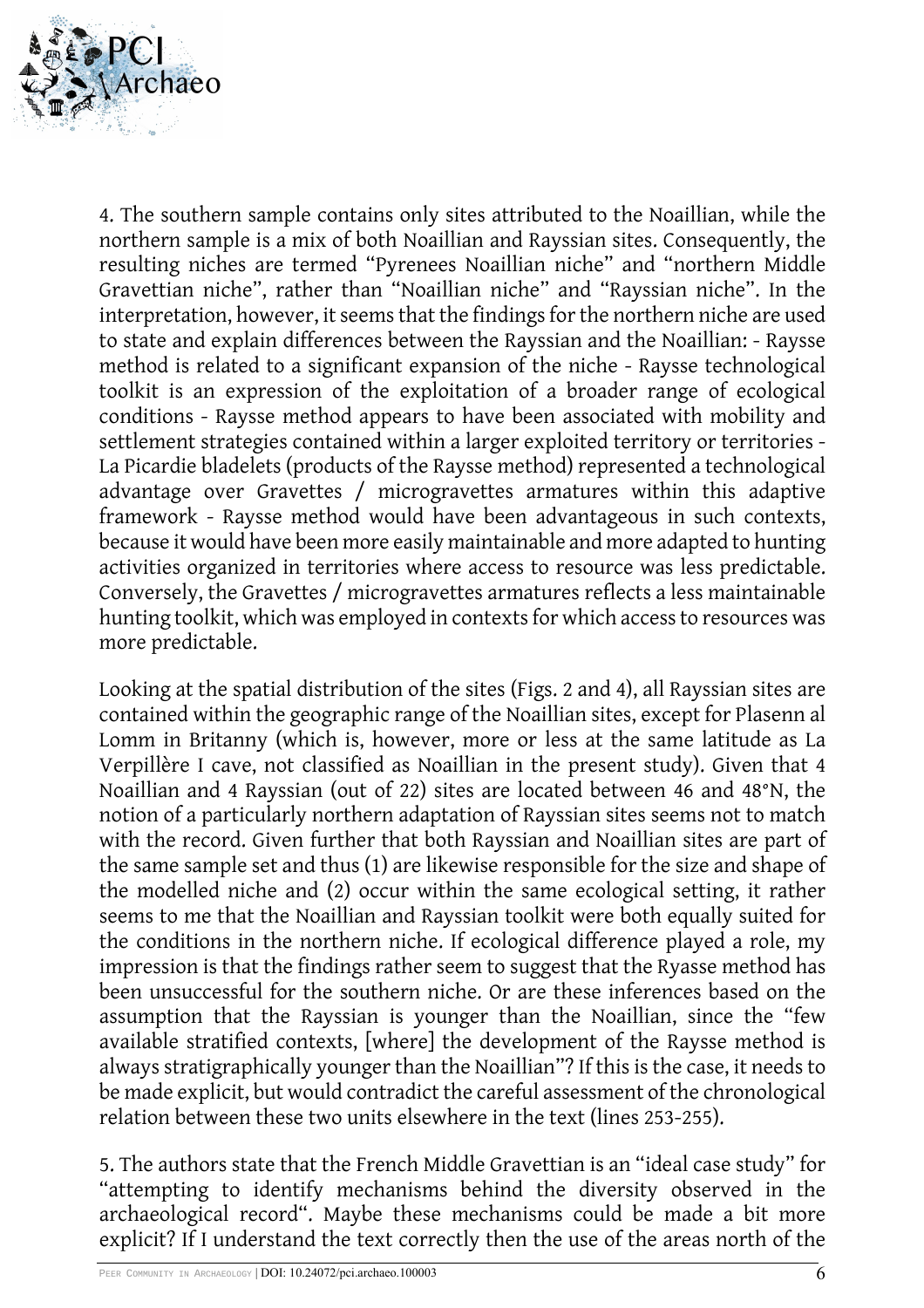4. The southern sample contains only sites attributed to the Noaillian, while the northern sample is a mix of both Noaillian and Rayssian sites. Consequently, the resulting niches are termed "Pyrenees Noaillian niche" and "northern Middle Gravettian niche", rather than "Noaillian niche" and "Rayssian niche". In the interpretation, however, it seems that the findings for the northern niche are used to state and explain differences between the Rayssian and the Noaillian: - Raysse method is related to a significant expansion of the niche - Raysse technological toolkit is an expression of the exploitation of a broader range of ecological conditions - Raysse method appears to have been associated with mobility and settlement strategies contained within a larger exploited territory or territories - La Picardie bladelets (products of the Raysse method) represented a technological advantage over Gravettes / microgravettes armatures within this adaptive framework - Raysse method would have been advantageous in such contexts, because it would have been more easily maintainable and more adapted to hunting activities organized in territories where access to resource was less predictable. Conversely, the Gravettes / microgravettes armatures reflects a less maintainable hunting toolkit, which was employed in contexts for which access to resources was more predictable.

Looking at the spatial distribution of the sites (Figs. 2 and 4), all Rayssian sites are contained within the geographic range of the Noaillian sites, except for Plasenn al Lomm in Britanny (which is, however, more or less at the same latitude as La Verpillère I cave, not classified as Noaillian in the present study). Given that 4 Noaillian and 4 Rayssian (out of 22) sites are located between 46 and 48°N, the notion of a particularly northern adaptation of Rayssian sites seems not to match with the record. Given further that both Rayssian and Noaillian sites are part of the same sample set and thus (1) are likewise responsible for the size and shape of the modelled niche and (2) occur within the same ecological setting, it rather seems to me that the Noaillian and Rayssian toolkit were both equally suited for the conditions in the northern niche. If ecological difference played a role, my impression is that the findings rather seem to suggest that the Ryasse method has been unsuccessful for the southern niche. Or are these inferences based on the assumption that the Rayssian is younger than the Noaillian, since the "few available stratified contexts, [where] the development of the Raysse method is always stratigraphically younger than the Noaillian"? If this is the case, it needs to be made explicit, but would contradict the careful assessment of the chronological relation between these two units elsewhere in the text (lines 253-255).

5. The authors state that the French Middle Gravettian is an "ideal case study" for "attempting to identify mechanisms behind the diversity observed in the archaeological record". Maybe these mechanisms could be made a bit more explicit? If I understand the text correctly then the use of the areas north of the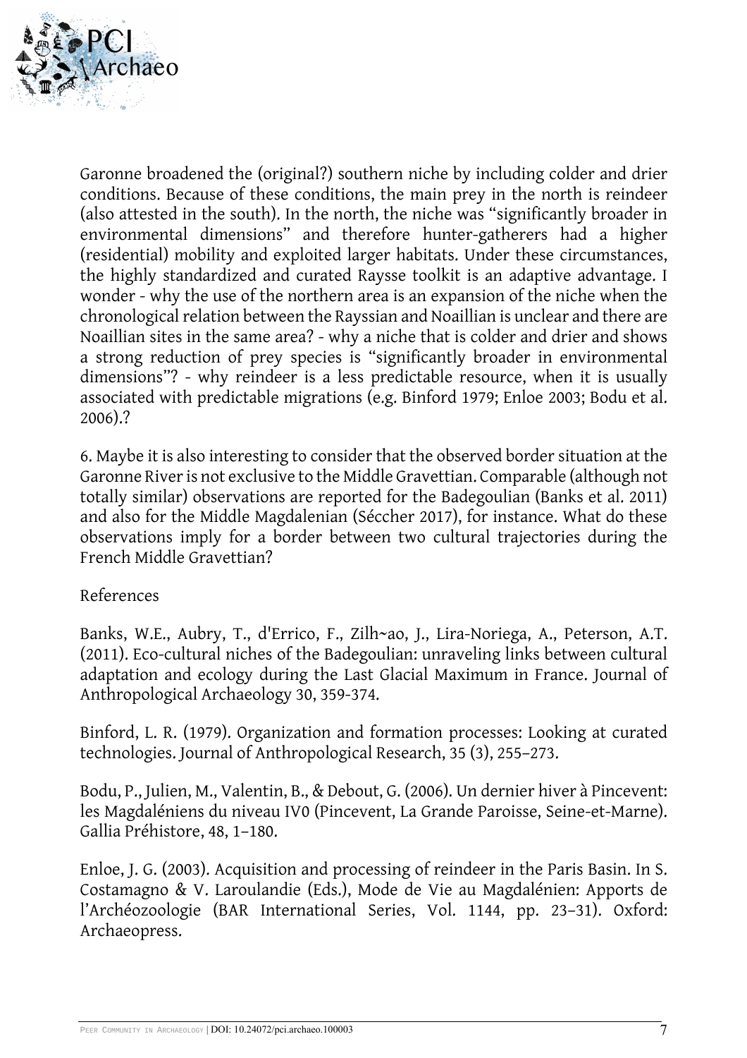Garonne broadened the (original?) southern niche by including colder and drier conditions. Because of these conditions, the main prey in the north is reindeer (also attested in the south). In the north, the niche was "significantly broader in environmental dimensions" and therefore hunter-gatherers had a higher (residential) mobility and exploited larger habitats. Under these circumstances, the highly standardized and curated Raysse toolkit is an adaptive advantage. I wonder - why the use of the northern area is an expansion of the niche when the chronological relation between the Rayssian and Noaillian is unclear and there are Noaillian sites in the same area? - why a niche that is colder and drier and shows a strong reduction of prey species is "significantly broader in environmental dimensions"? - why reindeer is a less predictable resource, when it is usually associated with predictable migrations (e.g. Binford 1979; Enloe 2003; Bodu et al. 2006).?

6. Maybe it is also interesting to consider that the observed border situation at the Garonne River is not exclusive to the Middle Gravettian. Comparable (although not totally similar) observations are reported for the Badegoulian (Banks et al. 2011) and also for the Middle Magdalenian (Sécher 2017), for instance. What do these observations imply for a border between two cultural trajectories during the French Middle Gravettian?

References

Banks, W.E., Aubry, T., d'Errico, F., Zilh~ao, J., Lira-Noriega, A., Peterson, A.T. (2011). Eco-cultural niches of the Badegoulian: unraveling links between cultural adaptation and ecology during the Last Glacial Maximum in France. Journal of Anthropological Archaeology 30, 359-374.

Binford, L. R. (1979). Organization and formation processes: Looking at curated technologies. Journal of Anthropological Research, 35 (3), 255–273.

Bodu, P., Julien, M., Valentin, B., & Debout, G. (2006). Un dernier hiver à Pincevent: les Magdaléniens du niveau IV0 (Pincevent, La Grande Paroisse, Seine-et-Marne). Gallia Préhistore, 48, 1–180.

Enloe, J. G. (2003). Acquisition and processing of reindeer in the Paris Basin. In S. Costamagno & V. Laroulandie (Eds.), Mode de Vie au Magdalénien: Apports de l'Archéozoologie (BAR International Series, Vol. 1144, pp. 23–31). Oxford: Archaeopress.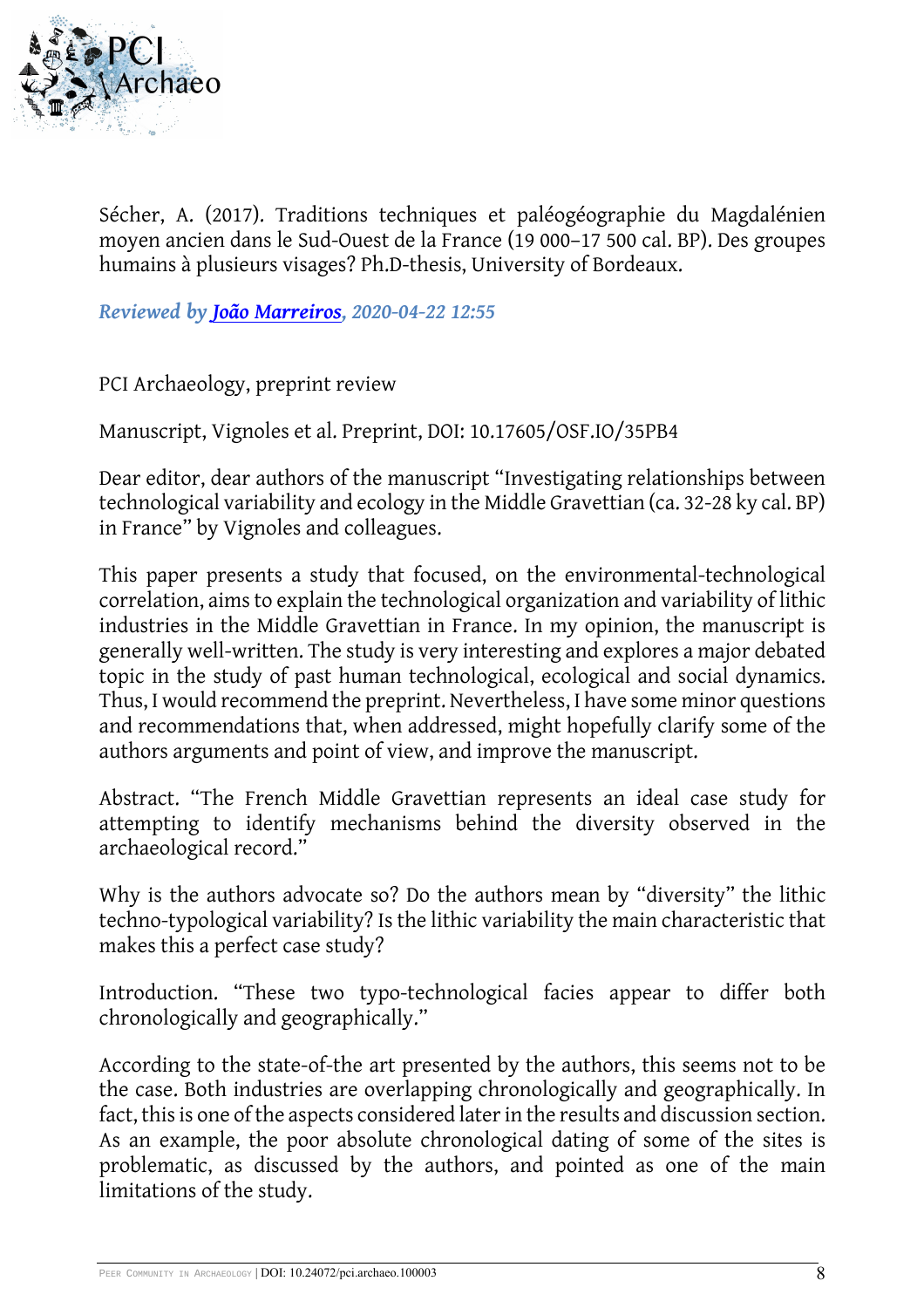Sécher, A. (2017). Traditions techniques et paléogéographie du Magdalénien moyen ancien dans le Sud-Ouest de la France (19 000–17 500 cal. BP). Des groupes humains à plusieurs visages? Ph.D-thesis, University of Bordeaux.

***Reviewed by João Marreiros, 2020-04-22 12:55***

PCI Archaeology, preprint review

Manuscript, Vignoles et al. Preprint, DOI: 10.17605/OSF.IO/35PB4

Dear editor, dear authors of the manuscript "Investigating relationships between technological variability and ecology in the Middle Gravettian (ca. 32-28 ky cal. BP) in France" by Vignoles and colleagues.

This paper presents a study that focused, on the environmental-technological correlation, aims to explain the technological organization and variability of lithic industries in the Middle Gravettian in France. In my opinion, the manuscript is generally well-written. The study is very interesting and explores a major debated topic in the study of past human technological, ecological and social dynamics. Thus, I would recommend the preprint. Nevertheless, I have some minor questions and recommendations that, when addressed, might hopefully clarify some of the authors arguments and point of view, and improve the manuscript.

Abstract. "The French Middle Gravettian represents an ideal case study for attempting to identify mechanisms behind the diversity observed in the archaeological record."

Why is the authors advocate so? Do the authors mean by "diversity" the lithic techno-typological variability? Is the lithic variability the main characteristic that makes this a perfect case study?

Introduction. "These two typo-technological facies appear to differ both chronologically and geographically."

According to the state-of-the art presented by the authors, this seems not to be the case. Both industries are overlapping chronologically and geographically. In fact, this is one of the aspects considered later in the results and discussion section. As an example, the poor absolute chronological dating of some of the sites is problematic, as discussed by the authors, and pointed as one of the main limitations of the study.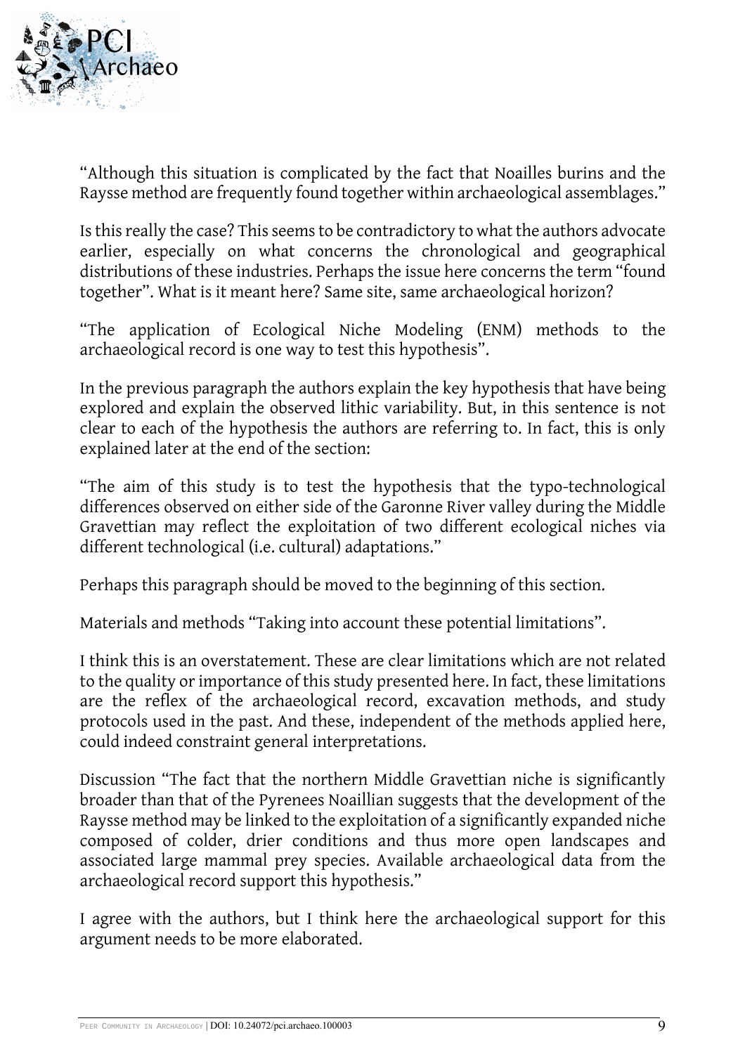"Although this situation is complicated by the fact that Noailles burins and the Raysse method are frequently found together within archaeological assemblages."

Is this really the case? This seems to be contradictory to what the authors advocate earlier, especially on what concerns the chronological and geographical distributions of these industries. Perhaps the issue here concerns the term "found together". What is it meant here? Same site, same archaeological horizon?

"The application of Ecological Niche Modeling (ENM) methods to the archaeological record is one way to test this hypothesis".

In the previous paragraph the authors explain the key hypothesis that have being explored and explain the observed lithic variability. But, in this sentence is not clear to each of the hypothesis the authors are referring to. In fact, this is only explained later at the end of the section:

"The aim of this study is to test the hypothesis that the typo-technological differences observed on either side of the Garonne River valley during the Middle Gravettian may reflect the exploitation of two different ecological niches via different technological (i.e. cultural) adaptations."

Perhaps this paragraph should be moved to the beginning of this section.

Materials and methods "Taking into account these potential limitations".

I think this is an overstatement. These are clear limitations which are not related to the quality or importance of this study presented here. In fact, these limitations are the reflex of the archaeological record, excavation methods, and study protocols used in the past. And these, independent of the methods applied here, could indeed constraint general interpretations.

Discussion "The fact that the northern Middle Gravettian niche is significantly broader than that of the Pyrenees Noaillian suggests that the development of the Raysse method may be linked to the exploitation of a significantly expanded niche composed of colder, drier conditions and thus more open landscapes and associated large mammal prey species. Available archaeological data from the archaeological record support this hypothesis."

I agree with the authors, but I think here the archaeological support for this argument needs to be more elaborated.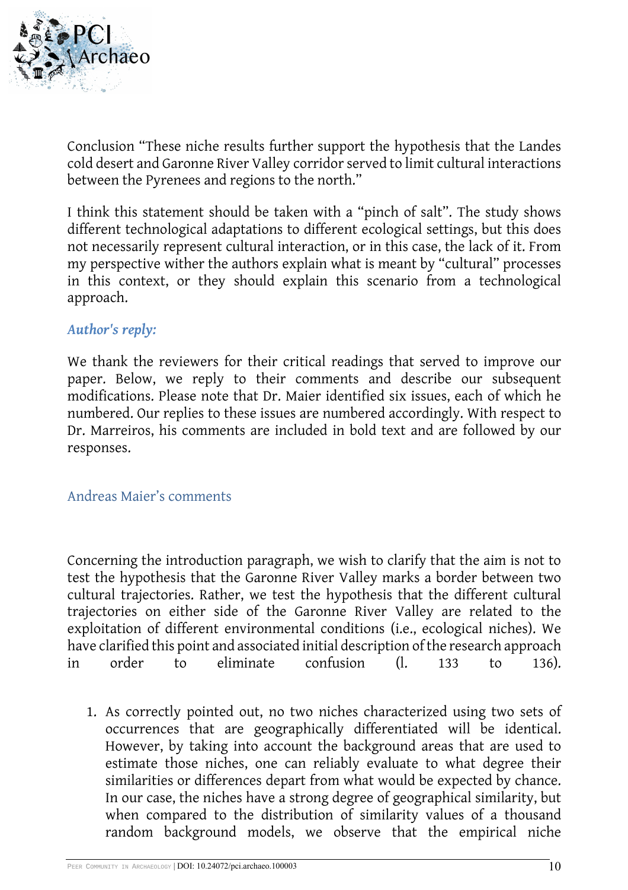Conclusion “These niche results further support the hypothesis that the Landes cold desert and Garonne River Valley corridor served to limit cultural interactions between the Pyrenees and regions to the north.”

I think this statement should be taken with a “pinch of salt”. The study shows different technological adaptations to different ecological settings, but this does not necessarily represent cultural interaction, or in this case, the lack of it. From my perspective wither the authors explain what is meant by “cultural” processes in this context, or they should explain this scenario from a technological approach.

### *Author's reply:*

We thank the reviewers for their critical readings that served to improve our paper. Below, we reply to their comments and describe our subsequent modifications. Please note that Dr. Maier identified six issues, each of which he numbered. Our replies to these issues are numbered accordingly. With respect to Dr. Marreiros, his comments are included in bold text and are followed by our responses.

#### Andreas Maier’s comments

Concerning the introduction paragraph, we wish to clarify that the aim is not to test the hypothesis that the Garonne River Valley marks a border between two cultural trajectories. Rather, we test the hypothesis that the different cultural trajectories on either side of the Garonne River Valley are related to the exploitation of different environmental conditions (i.e., ecological niches). We have clarified this point and associated initial description of the research approach in order to eliminate confusion (l. 133 to 136).

1. As correctly pointed out, no two niches characterized using two sets of occurrences that are geographically differentiated will be identical. However, by taking into account the background areas that are used to estimate those niches, one can reliably evaluate to what degree their similarities or differences depart from what would be expected by chance. In our case, the niches have a strong degree of geographical similarity, but when compared to the distribution of similarity values of a thousand random background models, we observe that the empirical niche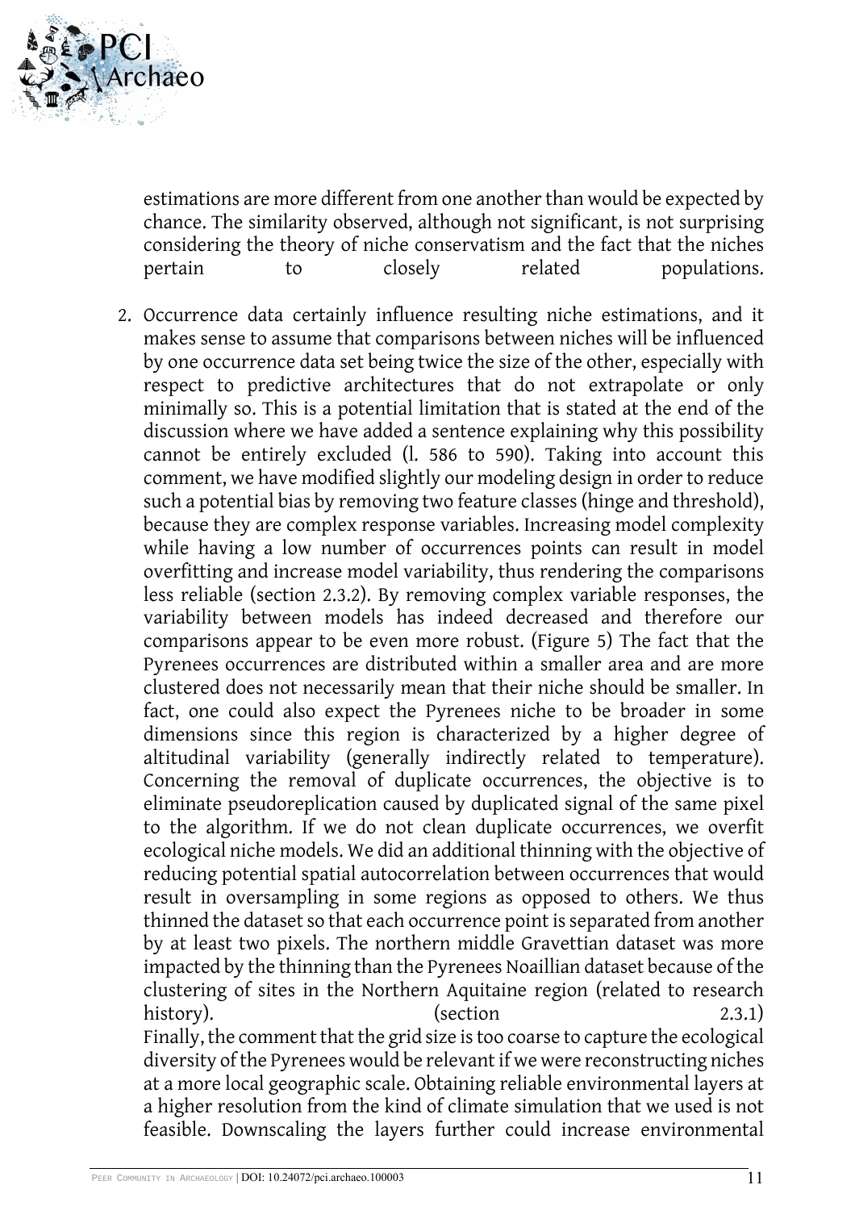estimations are more different from one another than would be expected by chance. The similarity observed, although not significant, is not surprising considering the theory of niche conservatism and the fact that the niches pertain to closely related populations.

2. Occurrence data certainly influence resulting niche estimations, and it makes sense to assume that comparisons between niches will be influenced by one occurrence data set being twice the size of the other, especially with respect to predictive architectures that do not extrapolate or only minimally so. This is a potential limitation that is stated at the end of the discussion where we have added a sentence explaining why this possibility cannot be entirely excluded (l. 586 to 590). Taking into account this comment, we have modified slightly our modeling design in order to reduce such a potential bias by removing two feature classes (hinge and threshold), because they are complex response variables. Increasing model complexity while having a low number of occurrences points can result in model overfitting and increase model variability, thus rendering the comparisons less reliable (section 2.3.2). By removing complex variable responses, the variability between models has indeed decreased and therefore our comparisons appear to be even more robust. (Figure 5) The fact that the Pyrenees occurrences are distributed within a smaller area and are more clustered does not necessarily mean that their niche should be smaller. In fact, one could also expect the Pyrenees niche to be broader in some dimensions since this region is characterized by a higher degree of altitudinal variability (generally indirectly related to temperature). Concerning the removal of duplicate occurrences, the objective is to eliminate pseudoreplication caused by duplicated signal of the same pixel to the algorithm. If we do not clean duplicate occurrences, we overfit ecological niche models. We did an additional thinning with the objective of reducing potential spatial autocorrelation between occurrences that would result in oversampling in some regions as opposed to others. We thus thinned the dataset so that each occurrence point is separated from another by at least two pixels. The northern middle Gravettian dataset was more impacted by the thinning than the Pyrenees Noaillian dataset because of the clustering of sites in the Northern Aquitaine region (related to research history). (section 2.3.1)
   Finally, the comment that the grid size is too coarse to capture the ecological diversity of the Pyrenees would be relevant if we were reconstructing niches at a more local geographic scale. Obtaining reliable environmental layers at a higher resolution from the kind of climate simulation that we used is not feasible. Downscaling the layers further could increase environmental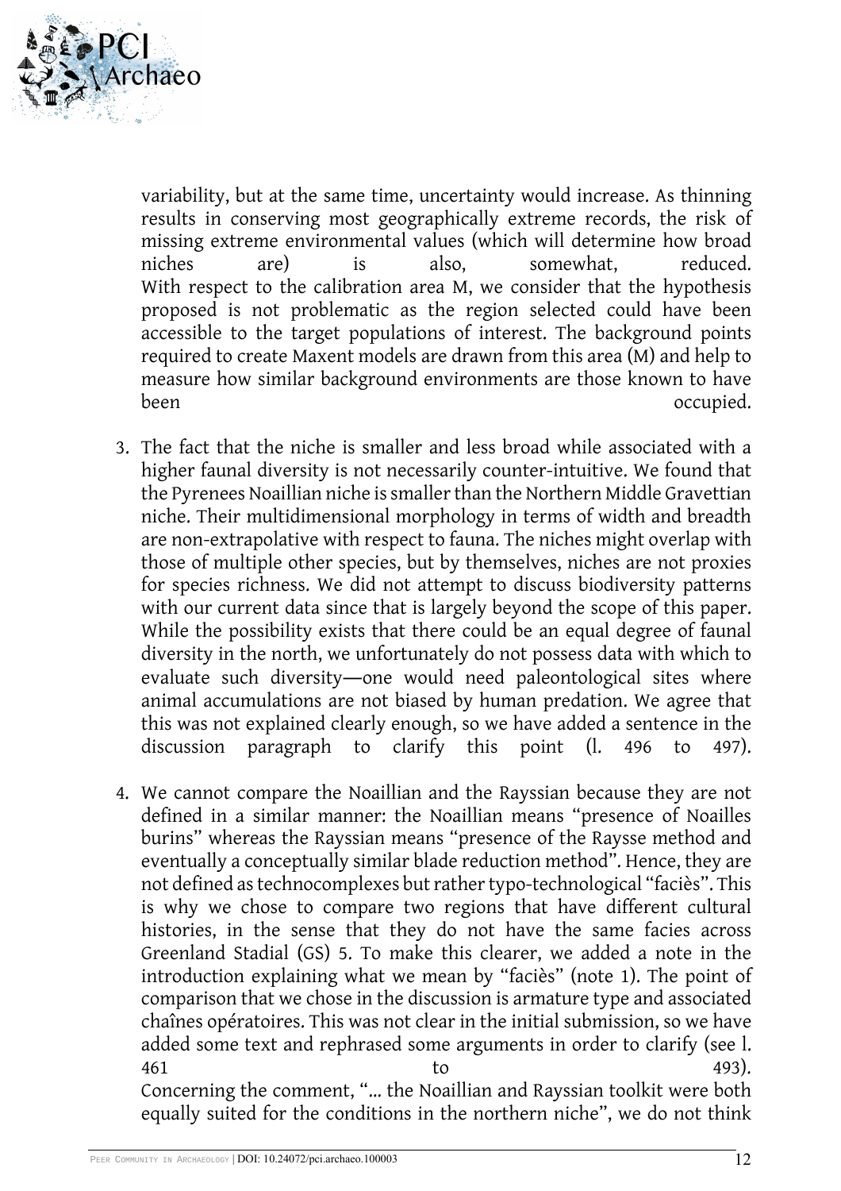variability, but at the same time, uncertainty would increase. As thinning results in conserving most geographically extreme records, the risk of missing extreme environmental values (which will determine how broad niches are) is also, somewhat, reduced.
With respect to the calibration area M, we consider that the hypothesis proposed is not problematic as the region selected could have been accessible to the target populations of interest. The background points required to create Maxent models are drawn from this area (M) and help to measure how similar background environments are those known to have been occupied.

3. The fact that the niche is smaller and less broad while associated with a higher faunal diversity is not necessarily counter-intuitive. We found that the Pyrenees Noaillian niche is smaller than the Northern Middle Gravettian niche. Their multidimensional morphology in terms of width and breadth are non-extrapolative with respect to fauna. The niches might overlap with those of multiple other species, but by themselves, niches are not proxies for species richness. We did not attempt to discuss biodiversity patterns with our current data since that is largely beyond the scope of this paper. While the possibility exists that there could be an equal degree of faunal diversity in the north, we unfortunately do not possess data with which to evaluate such diversity—one would need paleontological sites where animal accumulations are not biased by human predation. We agree that this was not explained clearly enough, so we have added a sentence in the discussion paragraph to clarify this point (l. 496 to 497).

4. We cannot compare the Noaillian and the Rayssian because they are not defined in a similar manner: the Noaillian means "presence of Noailles burins" whereas the Rayssian means "presence of the Raysse method and eventually a conceptually similar blade reduction method". Hence, they are not defined as technocomplexes but rather typo-technological "faciès". This is why we chose to compare two regions that have different cultural histories, in the sense that they do not have the same facies across Greenland Stadial (GS) 5. To make this clearer, we added a note in the introduction explaining what we mean by "faciès" (note 1). The point of comparison that we chose in the discussion is armature type and associated chaînes opératoires. This was not clear in the initial submission, so we have added some text and rephrased some arguments in order to clarify (see l. 461 to 493).
Concerning the comment, "... the Noaillian and Rayssian toolkit were both equally suited for the conditions in the northern niche", we do not think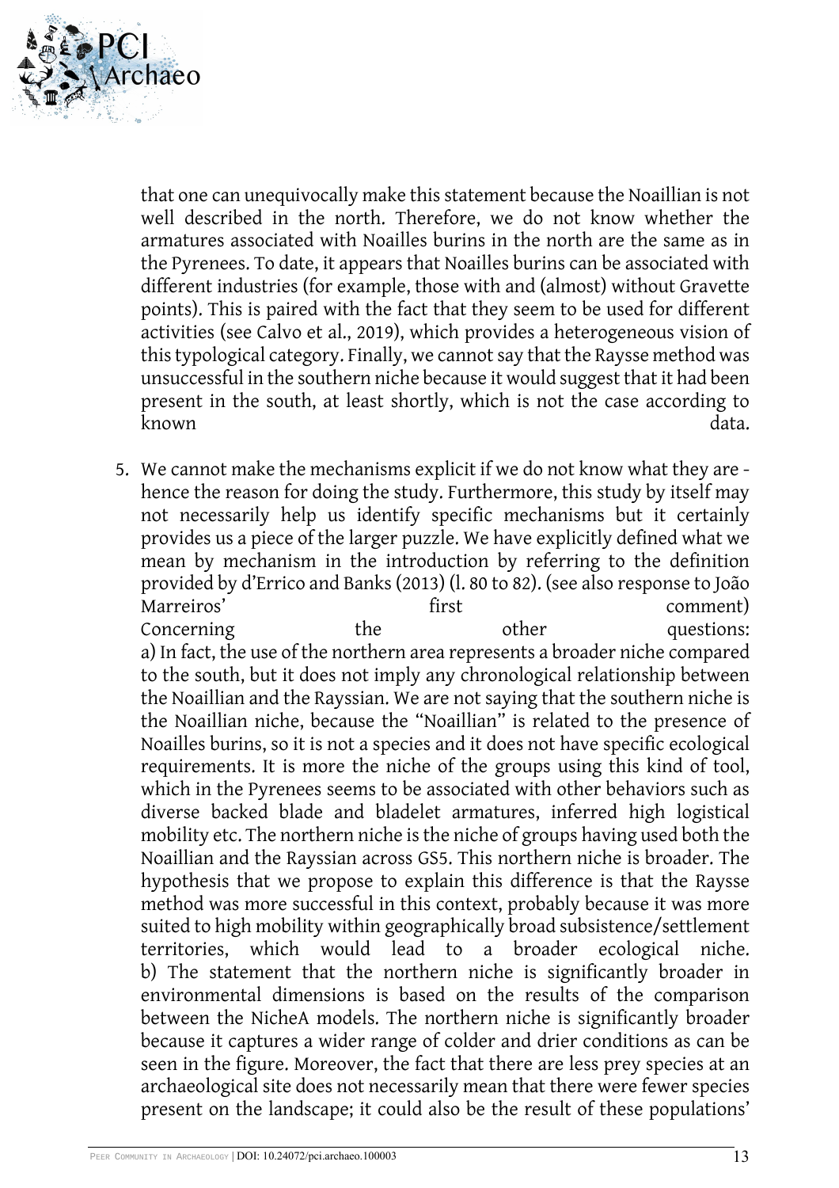that one can unequivocally make this statement because the Noaillian is not well described in the north. Therefore, we do not know whether the armatures associated with Noailles burins in the north are the same as in the Pyrenees. To date, it appears that Noailles burins can be associated with different industries (for example, those with and (almost) without Gravette points). This is paired with the fact that they seem to be used for different activities (see Calvo et al., 2019), which provides a heterogeneous vision of this typological category. Finally, we cannot say that the Raysse method was unsuccessful in the southern niche because it would suggest that it had been present in the south, at least shortly, which is not the case according to known data.

5. We cannot make the mechanisms explicit if we do not know what they are - hence the reason for doing the study. Furthermore, this study by itself may not necessarily help us identify specific mechanisms but it certainly provides us a piece of the larger puzzle. We have explicitly defined what we mean by mechanism in the introduction by referring to the definition provided by d'Errico and Banks (2013) (l. 80 to 82). (see also response to João Marreiros' first comment)
   Concerning the other questions:
   a) In fact, the use of the northern area represents a broader niche compared to the south, but it does not imply any chronological relationship between the Noaillian and the Rayssian. We are not saying that the southern niche is the Noaillian niche, because the "Noaillian" is related to the presence of Noailles burins, so it is not a species and it does not have specific ecological requirements. It is more the niche of the groups using this kind of tool, which in the Pyrenees seems to be associated with other behaviors such as diverse backed blade and bladelet armatures, inferred high logistical mobility etc. The northern niche is the niche of groups having used both the Noaillian and the Rayssian across GS5. This northern niche is broader. The hypothesis that we propose to explain this difference is that the Raysse method was more successful in this context, probably because it was more suited to high mobility within geographically broad subsistence/settlement territories, which would lead to a broader ecological niche.
   b) The statement that the northern niche is significantly broader in environmental dimensions is based on the results of the comparison between the NicheA models. The northern niche is significantly broader because it captures a wider range of colder and drier conditions as can be seen in the figure. Moreover, the fact that there are less prey species at an archaeological site does not necessarily mean that there were fewer species present on the landscape; it could also be the result of these populations'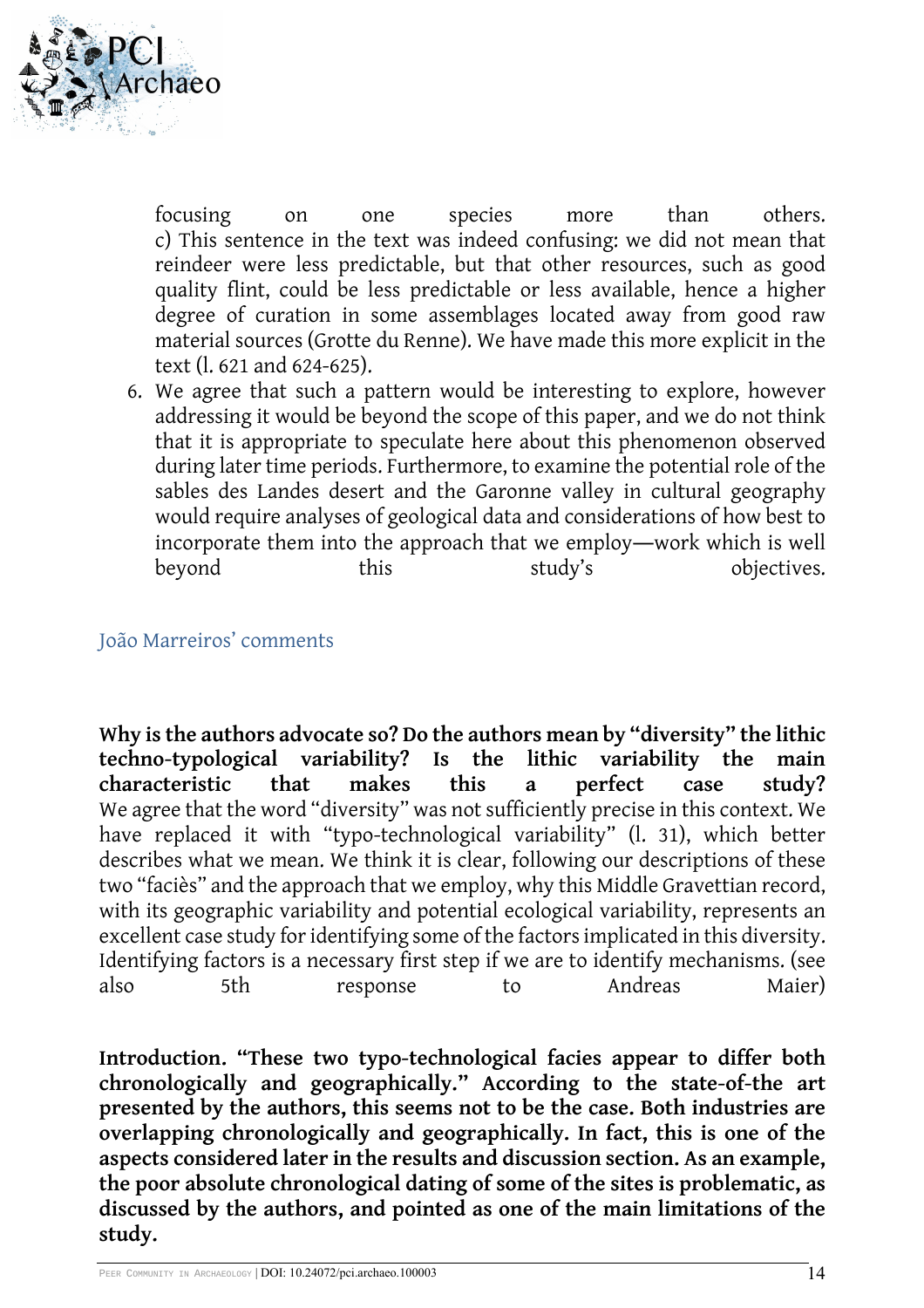focusing on one species more than others.
c) This sentence in the text was indeed confusing: we did not mean that reindeer were less predictable, but that other resources, such as good quality flint, could be less predictable or less available, hence a higher degree of curation in some assemblages located away from good raw material sources (Grotte du Renne). We have made this more explicit in the text (l. 621 and 624-625).

6. We agree that such a pattern would be interesting to explore, however addressing it would be beyond the scope of this paper, and we do not think that it is appropriate to speculate here about this phenomenon observed during later time periods. Furthermore, to examine the potential role of the sables des Landes desert and the Garonne valley in cultural geography would require analyses of geological data and considerations of how best to incorporate them into the approach that we employ—work which is well beyond this study's objectives.

## João Marreiros' comments

**Why is the authors advocate so? Do the authors mean by "diversity" the lithic techno-typological variability? Is the lithic variability the main characteristic that makes this a perfect case study?**
We agree that the word "diversity" was not sufficiently precise in this context. We have replaced it with "typo-technological variability" (l. 31), which better describes what we mean. We think it is clear, following our descriptions of these two "faciès" and the approach that we employ, why this Middle Gravettian record, with its geographic variability and potential ecological variability, represents an excellent case study for identifying some of the factors implicated in this diversity. Identifying factors is a necessary first step if we are to identify mechanisms. (see also 5th response to Andreas Maier)

**Introduction. "These two typo-technological facies appear to differ both chronologically and geographically." According to the state-of-the art presented by the authors, this seems not to be the case. Both industries are overlapping chronologically and geographically. In fact, this is one of the aspects considered later in the results and discussion section. As an example, the poor absolute chronological dating of some of the sites is problematic, as discussed by the authors, and pointed as one of the main limitations of the study.**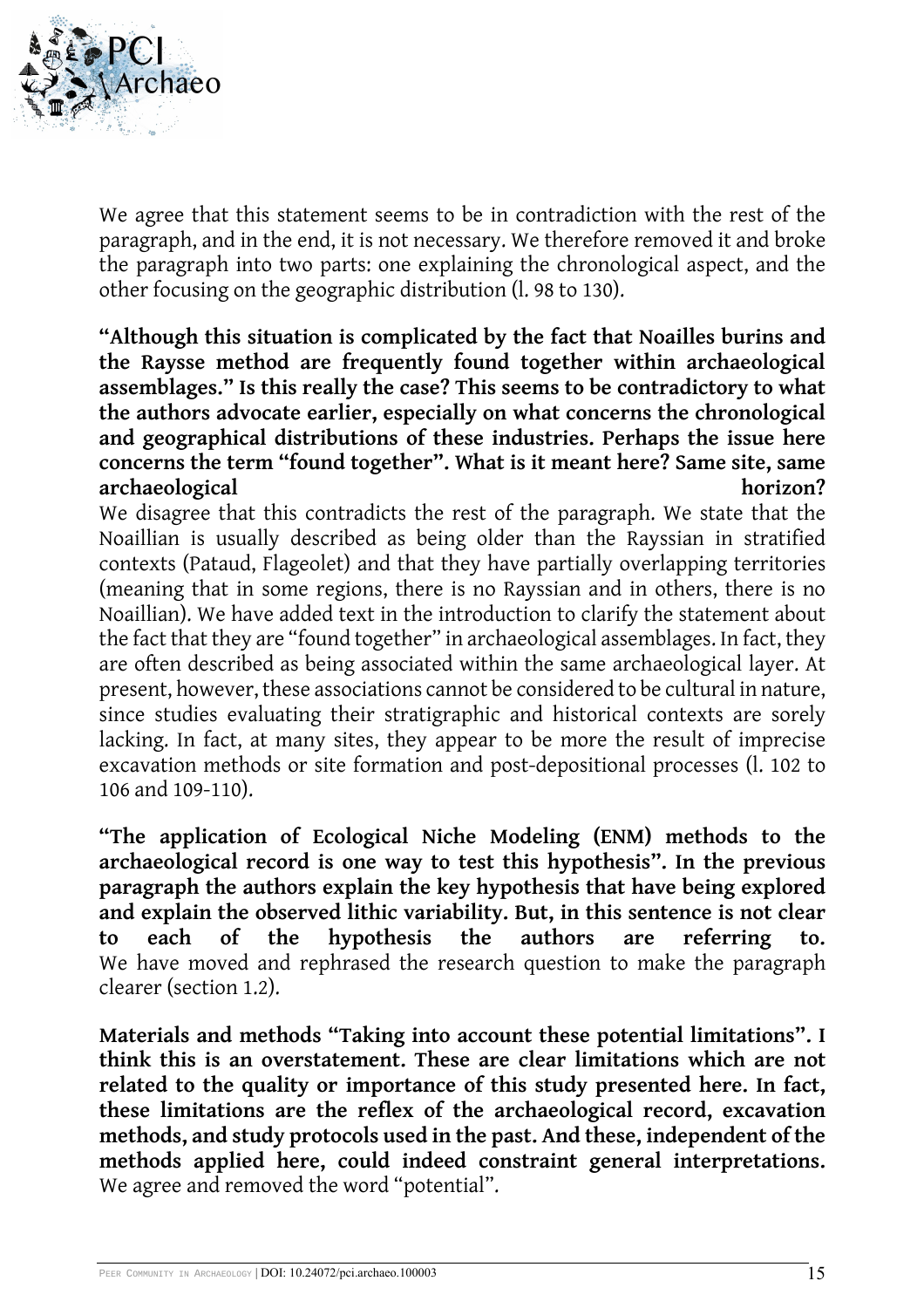We agree that this statement seems to be in contradiction with the rest of the paragraph, and in the end, it is not necessary. We therefore removed it and broke the paragraph into two parts: one explaining the chronological aspect, and the other focusing on the geographic distribution (l. 98 to 130).

**"Although this situation is complicated by the fact that Noailles burins and the Raysse method are frequently found together within archaeological assemblages." Is this really the case? This seems to be contradictory to what the authors advocate earlier, especially on what concerns the chronological and geographical distributions of these industries. Perhaps the issue here concerns the term "found together". What is it meant here? Same site, same archaeological horizon?**

We disagree that this contradicts the rest of the paragraph. We state that the Noaillian is usually described as being older than the Rayssian in stratified contexts (Pataud, Flageolet) and that they have partially overlapping territories (meaning that in some regions, there is no Rayssian and in others, there is no Noaillian). We have added text in the introduction to clarify the statement about the fact that they are "found together" in archaeological assemblages. In fact, they are often described as being associated within the same archaeological layer. At present, however, these associations cannot be considered to be cultural in nature, since studies evaluating their stratigraphic and historical contexts are sorely lacking. In fact, at many sites, they appear to be more the result of imprecise excavation methods or site formation and post-depositional processes (l. 102 to 106 and 109-110).

**"The application of Ecological Niche Modeling (ENM) methods to the archaeological record is one way to test this hypothesis". In the previous paragraph the authors explain the key hypothesis that have being explored and explain the observed lithic variability. But, in this sentence is not clear to each of the hypothesis the authors are referring to.**
We have moved and rephrased the research question to make the paragraph clearer (section 1.2).

**Materials and methods "Taking into account these potential limitations". I think this is an overstatement. These are clear limitations which are not related to the quality or importance of this study presented here. In fact, these limitations are the reflex of the archaeological record, excavation methods, and study protocols used in the past. And these, independent of the methods applied here, could indeed constraint general interpretations.**
We agree and removed the word "potential".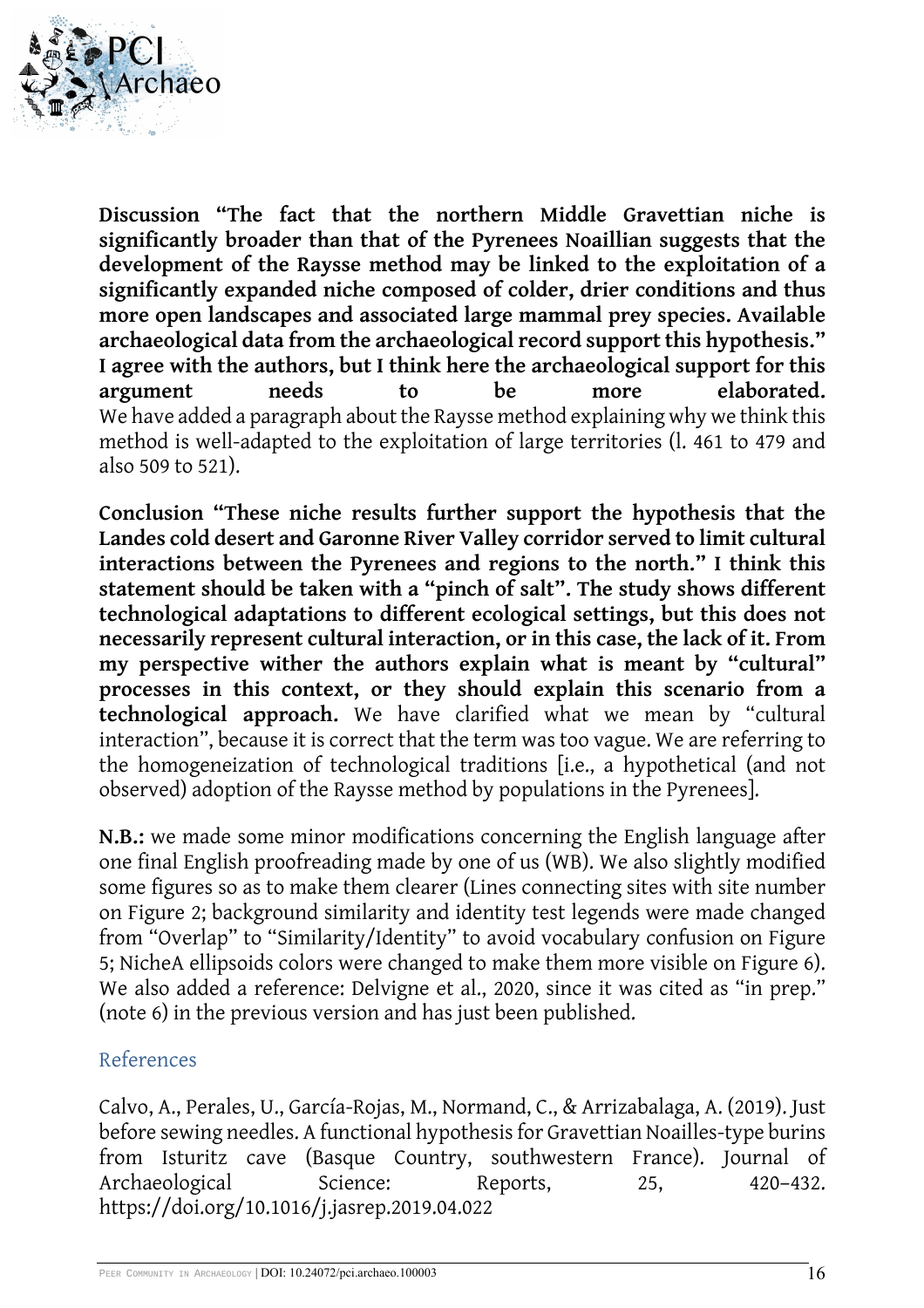**Discussion "The fact that the northern Middle Gravettian niche is significantly broader than that of the Pyrenees Noaillian suggests that the development of the Raysse method may be linked to the exploitation of a significantly expanded niche composed of colder, drier conditions and thus more open landscapes and associated large mammal prey species. Available archaeological data from the archaeological record support this hypothesis." I agree with the authors, but I think here the archaeological support for this argument needs to be more elaborated.** We have added a paragraph about the Raysse method explaining why we think this method is well-adapted to the exploitation of large territories (l. 461 to 479 and also 509 to 521).

**Conclusion "These niche results further support the hypothesis that the Landes cold desert and Garonne River Valley corridor served to limit cultural interactions between the Pyrenees and regions to the north." I think this statement should be taken with a "pinch of salt". The study shows different technological adaptations to different ecological settings, but this does not necessarily represent cultural interaction, or in this case, the lack of it. From my perspective wither the authors explain what is meant by "cultural" processes in this context, or they should explain this scenario from a technological approach.** We have clarified what we mean by "cultural interaction", because it is correct that the term was too vague. We are referring to the homogeneization of technological traditions [i.e., a hypothetical (and not observed) adoption of the Raysse method by populations in the Pyrenees].

**N.B.:** we made some minor modifications concerning the English language after one final English proofreading made by one of us (WB). We also slightly modified some figures so as to make them clearer (Lines connecting sites with site number on Figure 2; background similarity and identity test legends were made changed from "Overlap" to "Similarity/Identity" to avoid vocabulary confusion on Figure 5; NicheA ellipsoids colors were changed to make them more visible on Figure 6). We also added a reference: Delvigne et al., 2020, since it was cited as "in prep." (note 6) in the previous version and has just been published.

## References

Calvo, A., Perales, U., García-Rojas, M., Normand, C., & Arrizabalaga, A. (2019). Just before sewing needles. A functional hypothesis for Gravettian Noailles-type burins from Isturitz cave (Basque Country, southwestern France). Journal of Archaeological Science: Reports, 25, 420–432. https://doi.org/10.1016/j.jasrep.2019.04.022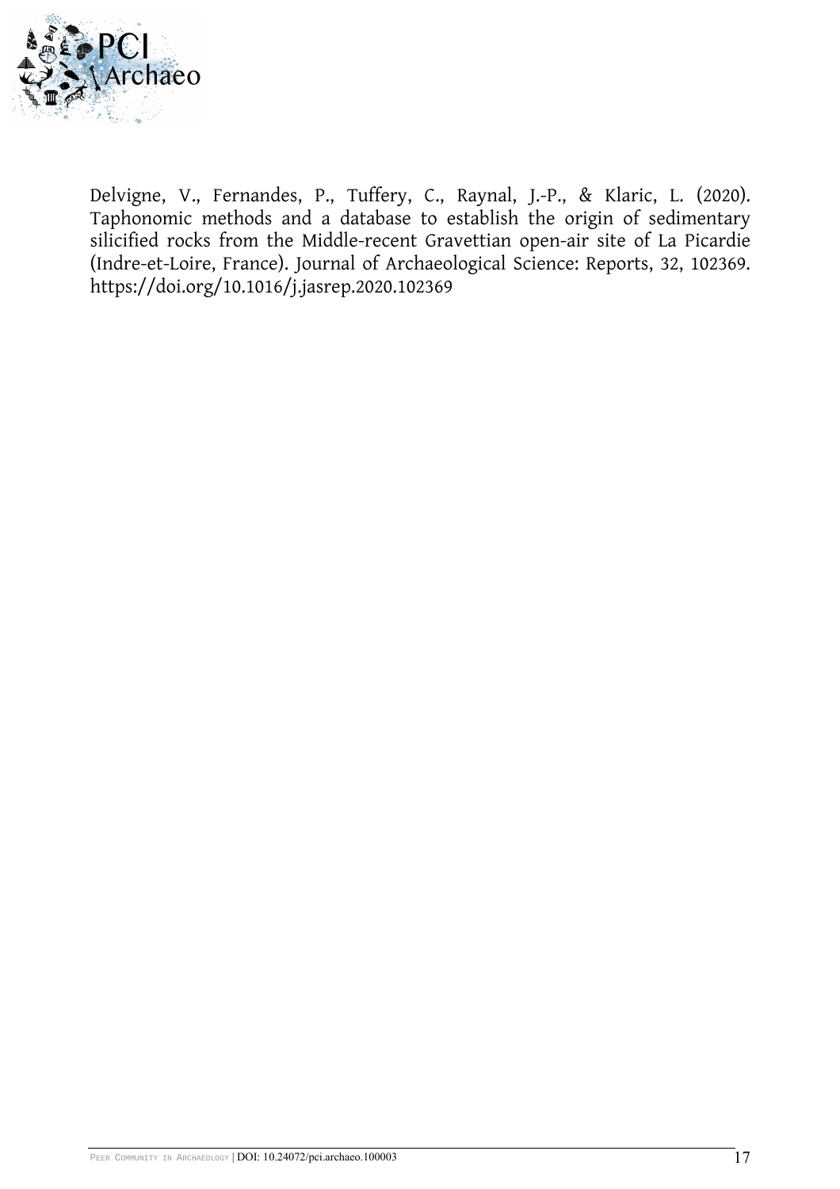Delvigne, V., Fernandes, P., Tuffery, C., Raynal, J.-P., & Klaric, L. (2020). Taphonomic methods and a database to establish the origin of sedimentary silicified rocks from the Middle-recent Gravettian open-air site of La Picardie (Indre-et-Loire, France). Journal of Archaeological Science: Reports, 32, 102369. https://doi.org/10.1016/j.jasrep.2020.102369